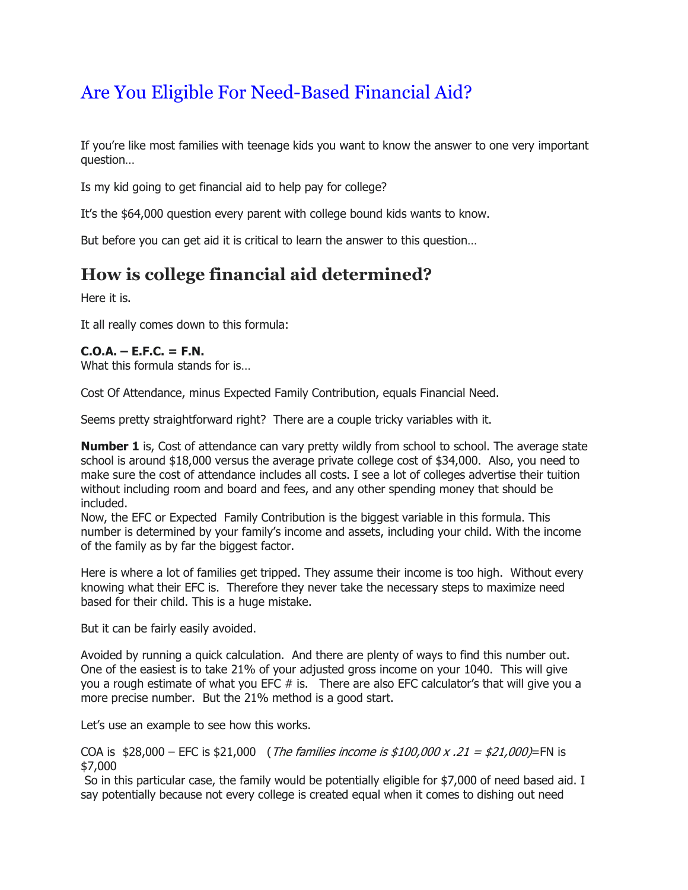# Are You Eligible For Need-Based Financial Aid?

If you're like most families with teenage kids you want to know the answer to one very important question…

Is my kid going to get financial aid to help pay for college?

It's the $64,000 question every parent with college bound kids wants to know.

But before you can get aid it is critical to learn the answer to this question…

## How is college financial aid determined?

Here it is.

It all really comes down to this formula:

**C.O.A. – E.F.C. = F.N.**
What this formula stands for is…

Cost Of Attendance, minus Expected Family Contribution, equals Financial Need.

Seems pretty straightforward right? There are a couple tricky variables with it.

**Number 1** is, Cost of attendance can vary pretty wildly from school to school. The average state school is around $18,000 versus the average private college cost of $34,000. Also, you need to make sure the cost of attendance includes all costs. I see a lot of colleges advertise their tuition without including room and board and fees, and any other spending money that should be included.
Now, the EFC or Expected Family Contribution is the biggest variable in this formula. This number is determined by your family's income and assets, including your child. With the income of the family as by far the biggest factor.

Here is where a lot of families get tripped. They assume their income is too high. Without every knowing what their EFC is. Therefore they never take the necessary steps to maximize need based for their child. This is a huge mistake.

But it can be fairly easily avoided.

Avoided by running a quick calculation. And there are plenty of ways to find this number out. One of the easiest is to take 21% of your adjusted gross income on your 1040. This will give you a rough estimate of what you EFC # is. There are also EFC calculator's that will give you a more precise number. But the 21% method is a good start.

Let's use an example to see how this works.

COA is $28,000 – EFC is $21,000 (*The families income is $100,000 x .21 = $21,000)*=FN is $7,000
So in this particular case, the family would be potentially eligible for $7,000 of need based aid. I say potentially because not every college is created equal when it comes to dishing out need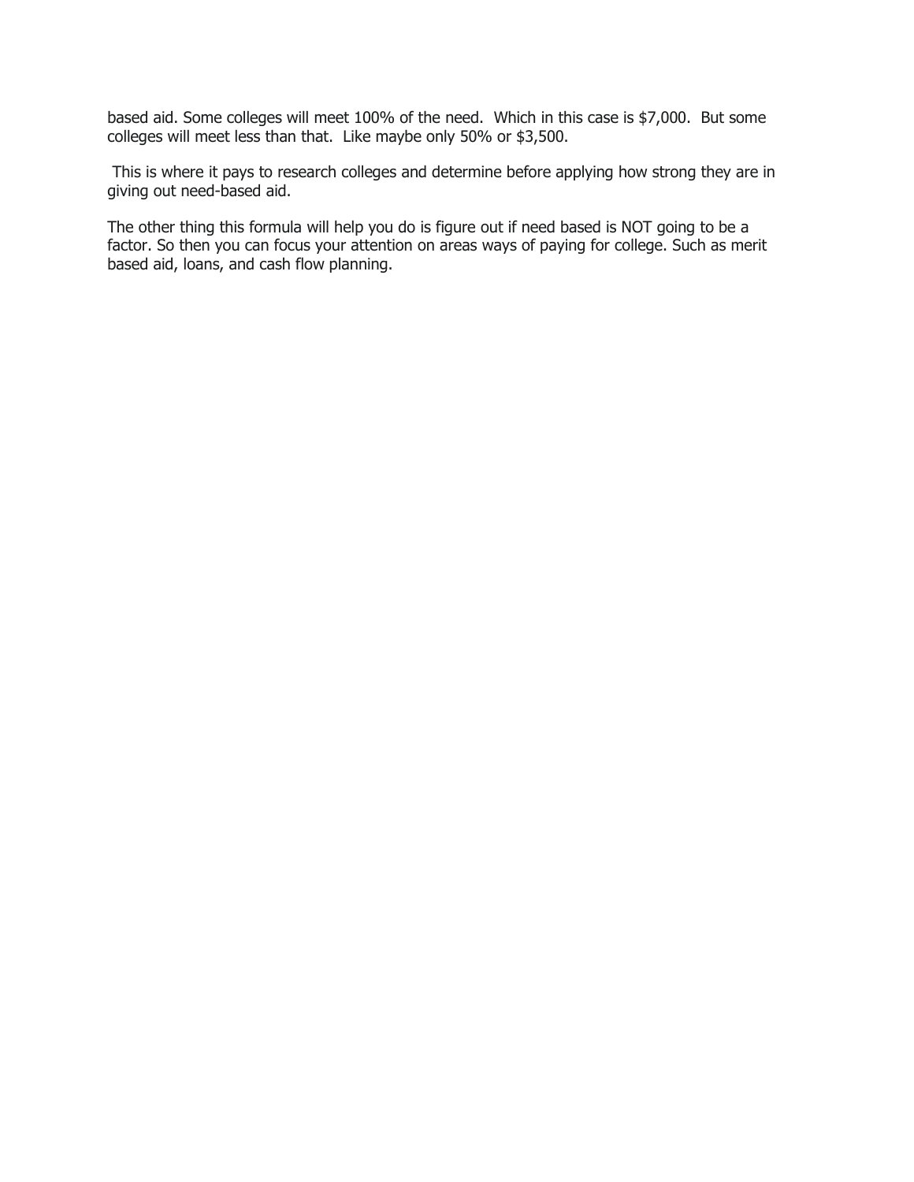based aid. Some colleges will meet 100% of the need. Which in this case is $7,000. But some colleges will meet less than that. Like maybe only 50% or $3,500.

This is where it pays to research colleges and determine before applying how strong they are in giving out need-based aid.

The other thing this formula will help you do is figure out if need based is NOT going to be a factor. So then you can focus your attention on areas ways of paying for college. Such as merit based aid, loans, and cash flow planning.